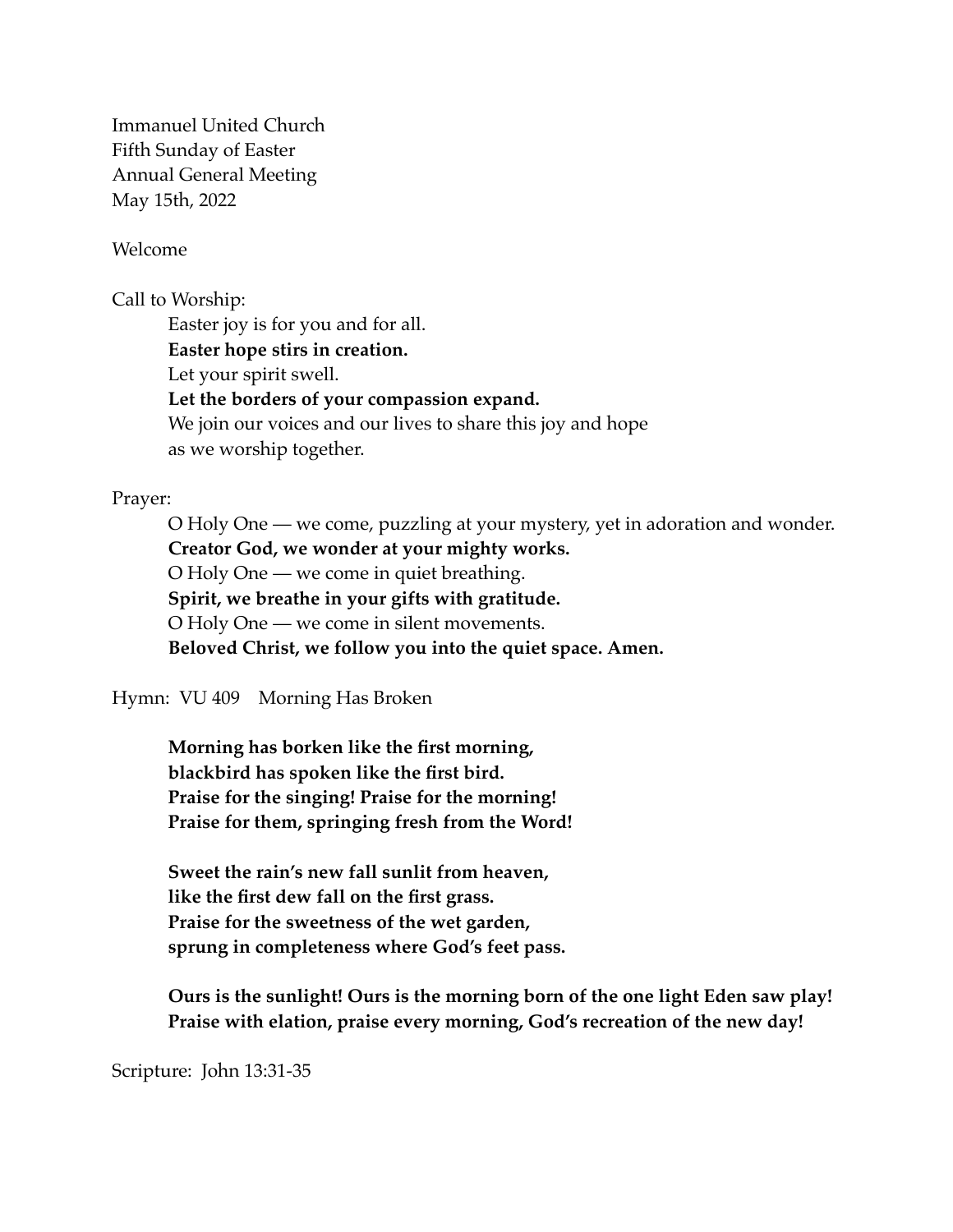Immanuel United Church
Fifth Sunday of Easter
Annual General Meeting
May 15th, 2022

Welcome

Call to Worship:

Easter joy is for you and for all.
**Easter hope stirs in creation.**
Let your spirit swell.
**Let the borders of your compassion expand.**
We join our voices and our lives to share this joy and hope
as we worship together.

Prayer:

O Holy One — we come, puzzling at your mystery, yet in adoration and wonder.
**Creator God, we wonder at your mighty works.**
O Holy One — we come in quiet breathing.
**Spirit, we breathe in your gifts with gratitude.**
O Holy One — we come in silent movements.
**Beloved Christ, we follow you into the quiet space. Amen.**

Hymn: VU 409 Morning Has Broken

**Morning has borken like the first morning,
blackbird has spoken like the first bird.
Praise for the singing! Praise for the morning!
Praise for them, springing fresh from the Word!**

**Sweet the rain's new fall sunlit from heaven,
like the first dew fall on the first grass.
Praise for the sweetness of the wet garden,
sprung in completeness where God's feet pass.**

**Ours is the sunlight! Ours is the morning born of the one light Eden saw play!
Praise with elation, praise every morning, God's recreation of the new day!**

Scripture: John 13:31-35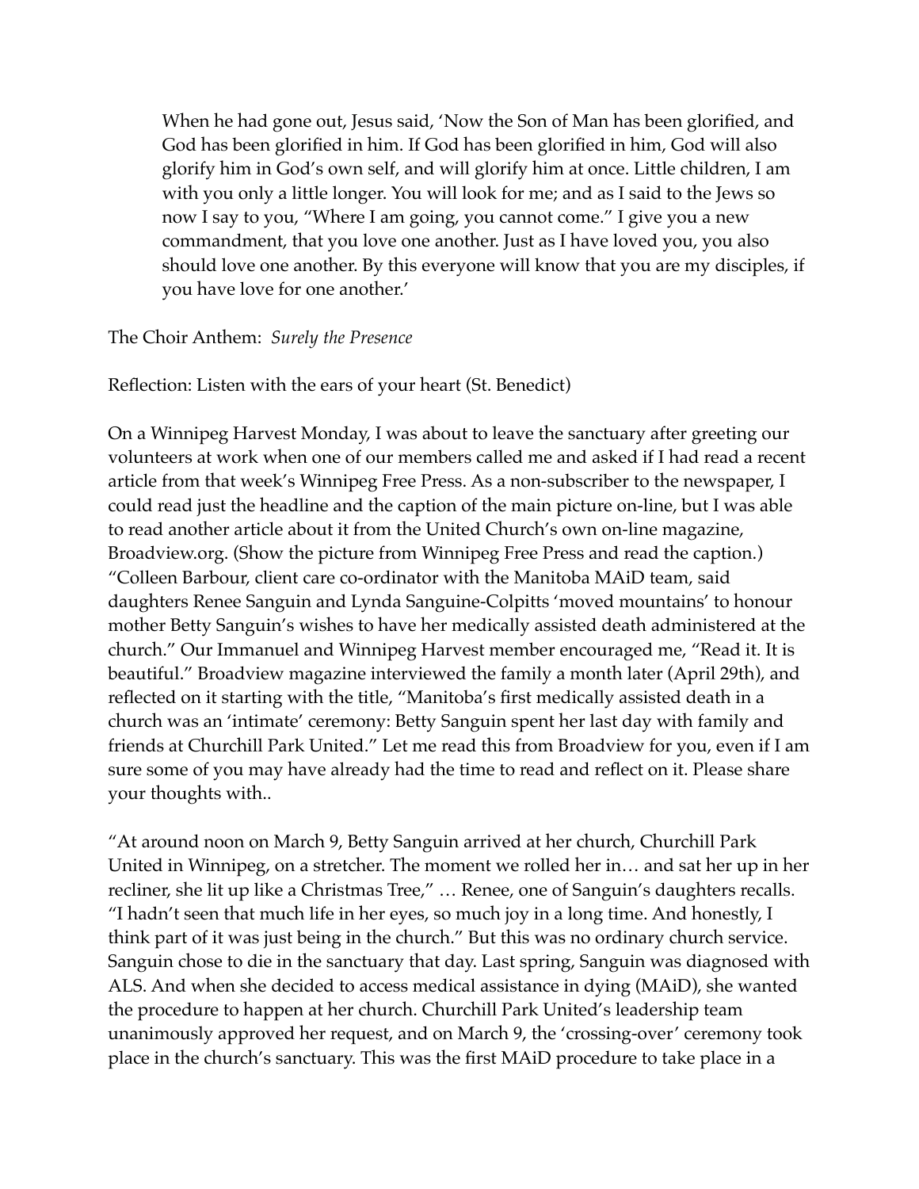> When he had gone out, Jesus said, 'Now the Son of Man has been glorified, and God has been glorified in him. If God has been glorified in him, God will also glorify him in God's own self, and will glorify him at once. Little children, I am with you only a little longer. You will look for me; and as I said to the Jews so now I say to you, "Where I am going, you cannot come." I give you a new commandment, that you love one another. Just as I have loved you, you also should love one another. By this everyone will know that you are my disciples, if you have love for one another.'

The Choir Anthem: *Surely the Presence*

Reflection: Listen with the ears of your heart (St. Benedict)

On a Winnipeg Harvest Monday, I was about to leave the sanctuary after greeting our volunteers at work when one of our members called me and asked if I had read a recent article from that week's Winnipeg Free Press. As a non-subscriber to the newspaper, I could read just the headline and the caption of the main picture on-line, but I was able to read another article about it from the United Church's own on-line magazine, Broadview.org. (Show the picture from Winnipeg Free Press and read the caption.) "Colleen Barbour, client care co-ordinator with the Manitoba MAiD team, said daughters Renee Sanguin and Lynda Sanguine-Colpitts 'moved mountains' to honour mother Betty Sanguin's wishes to have her medically assisted death administered at the church." Our Immanuel and Winnipeg Harvest member encouraged me, "Read it. It is beautiful." Broadview magazine interviewed the family a month later (April 29th), and reflected on it starting with the title, "Manitoba's first medically assisted death in a church was an 'intimate' ceremony: Betty Sanguin spent her last day with family and friends at Churchill Park United." Let me read this from Broadview for you, even if I am sure some of you may have already had the time to read and reflect on it. Please share your thoughts with..

"At around noon on March 9, Betty Sanguin arrived at her church, Churchill Park United in Winnipeg, on a stretcher. The moment we rolled her in… and sat her up in her recliner, she lit up like a Christmas Tree," … Renee, one of Sanguin's daughters recalls. "I hadn't seen that much life in her eyes, so much joy in a long time. And honestly, I think part of it was just being in the church." But this was no ordinary church service. Sanguin chose to die in the sanctuary that day. Last spring, Sanguin was diagnosed with ALS. And when she decided to access medical assistance in dying (MAiD), she wanted the procedure to happen at her church. Churchill Park United's leadership team unanimously approved her request, and on March 9, the 'crossing-over' ceremony took place in the church's sanctuary. This was the first MAiD procedure to take place in a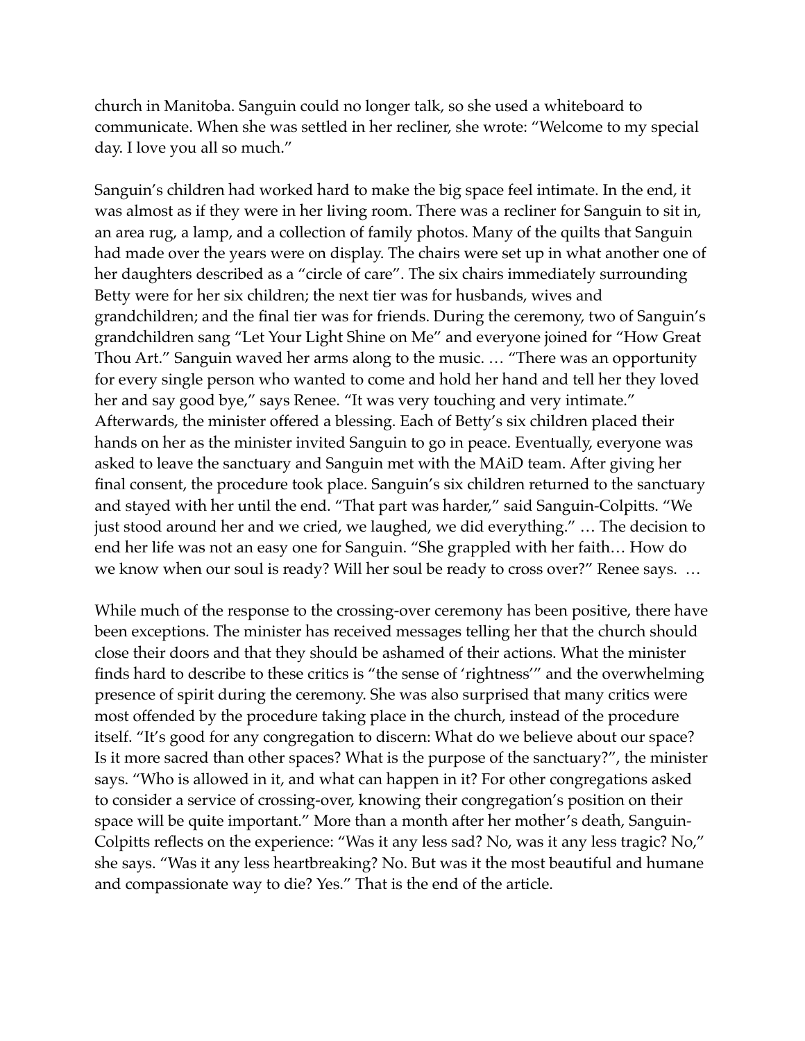church in Manitoba. Sanguin could no longer talk, so she used a whiteboard to communicate. When she was settled in her recliner, she wrote: "Welcome to my special day. I love you all so much."

Sanguin's children had worked hard to make the big space feel intimate. In the end, it was almost as if they were in her living room. There was a recliner for Sanguin to sit in, an area rug, a lamp, and a collection of family photos. Many of the quilts that Sanguin had made over the years were on display. The chairs were set up in what another one of her daughters described as a "circle of care". The six chairs immediately surrounding Betty were for her six children; the next tier was for husbands, wives and grandchildren; and the final tier was for friends. During the ceremony, two of Sanguin's grandchildren sang "Let Your Light Shine on Me" and everyone joined for "How Great Thou Art." Sanguin waved her arms along to the music. … "There was an opportunity for every single person who wanted to come and hold her hand and tell her they loved her and say good bye," says Renee. "It was very touching and very intimate." Afterwards, the minister offered a blessing. Each of Betty's six children placed their hands on her as the minister invited Sanguin to go in peace. Eventually, everyone was asked to leave the sanctuary and Sanguin met with the MAiD team. After giving her final consent, the procedure took place. Sanguin's six children returned to the sanctuary and stayed with her until the end. "That part was harder," said Sanguin-Colpitts. "We just stood around her and we cried, we laughed, we did everything." … The decision to end her life was not an easy one for Sanguin. "She grappled with her faith… How do we know when our soul is ready? Will her soul be ready to cross over?" Renee says. …

While much of the response to the crossing-over ceremony has been positive, there have been exceptions. The minister has received messages telling her that the church should close their doors and that they should be ashamed of their actions. What the minister finds hard to describe to these critics is "the sense of 'rightness'" and the overwhelming presence of spirit during the ceremony. She was also surprised that many critics were most offended by the procedure taking place in the church, instead of the procedure itself. "It's good for any congregation to discern: What do we believe about our space? Is it more sacred than other spaces? What is the purpose of the sanctuary?", the minister says. "Who is allowed in it, and what can happen in it? For other congregations asked to consider a service of crossing-over, knowing their congregation's position on their space will be quite important." More than a month after her mother's death, Sanguin-Colpitts reflects on the experience: "Was it any less sad? No, was it any less tragic? No," she says. "Was it any less heartbreaking? No. But was it the most beautiful and humane and compassionate way to die? Yes." That is the end of the article.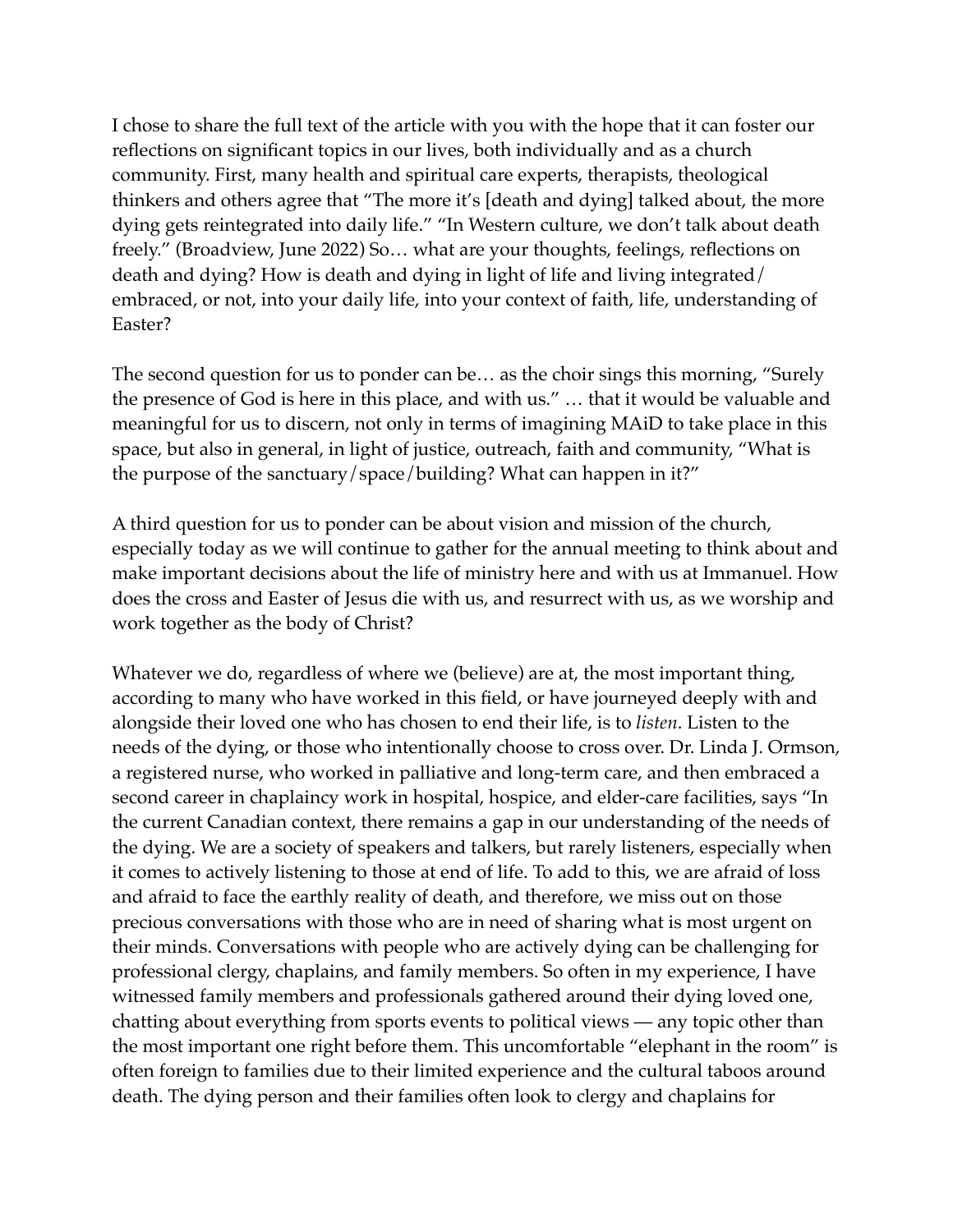I chose to share the full text of the article with you with the hope that it can foster our reflections on significant topics in our lives, both individually and as a church community. First, many health and spiritual care experts, therapists, theological thinkers and others agree that "The more it's [death and dying] talked about, the more dying gets reintegrated into daily life." "In Western culture, we don't talk about death freely." (Broadview, June 2022) So… what are your thoughts, feelings, reflections on death and dying? How is death and dying in light of life and living integrated/embraced, or not, into your daily life, into your context of faith, life, understanding of Easter?

The second question for us to ponder can be… as the choir sings this morning, "Surely the presence of God is here in this place, and with us." … that it would be valuable and meaningful for us to discern, not only in terms of imagining MAiD to take place in this space, but also in general, in light of justice, outreach, faith and community, "What is the purpose of the sanctuary/space/building? What can happen in it?"

A third question for us to ponder can be about vision and mission of the church, especially today as we will continue to gather for the annual meeting to think about and make important decisions about the life of ministry here and with us at Immanuel. How does the cross and Easter of Jesus die with us, and resurrect with us, as we worship and work together as the body of Christ?

Whatever we do, regardless of where we (believe) are at, the most important thing, according to many who have worked in this field, or have journeyed deeply with and alongside their loved one who has chosen to end their life, is to *listen*. Listen to the needs of the dying, or those who intentionally choose to cross over. Dr. Linda J. Ormson, a registered nurse, who worked in palliative and long-term care, and then embraced a second career in chaplaincy work in hospital, hospice, and elder-care facilities, says "In the current Canadian context, there remains a gap in our understanding of the needs of the dying. We are a society of speakers and talkers, but rarely listeners, especially when it comes to actively listening to those at end of life. To add to this, we are afraid of loss and afraid to face the earthly reality of death, and therefore, we miss out on those precious conversations with those who are in need of sharing what is most urgent on their minds. Conversations with people who are actively dying can be challenging for professional clergy, chaplains, and family members. So often in my experience, I have witnessed family members and professionals gathered around their dying loved one, chatting about everything from sports events to political views — any topic other than the most important one right before them. This uncomfortable "elephant in the room" is often foreign to families due to their limited experience and the cultural taboos around death. The dying person and their families often look to clergy and chaplains for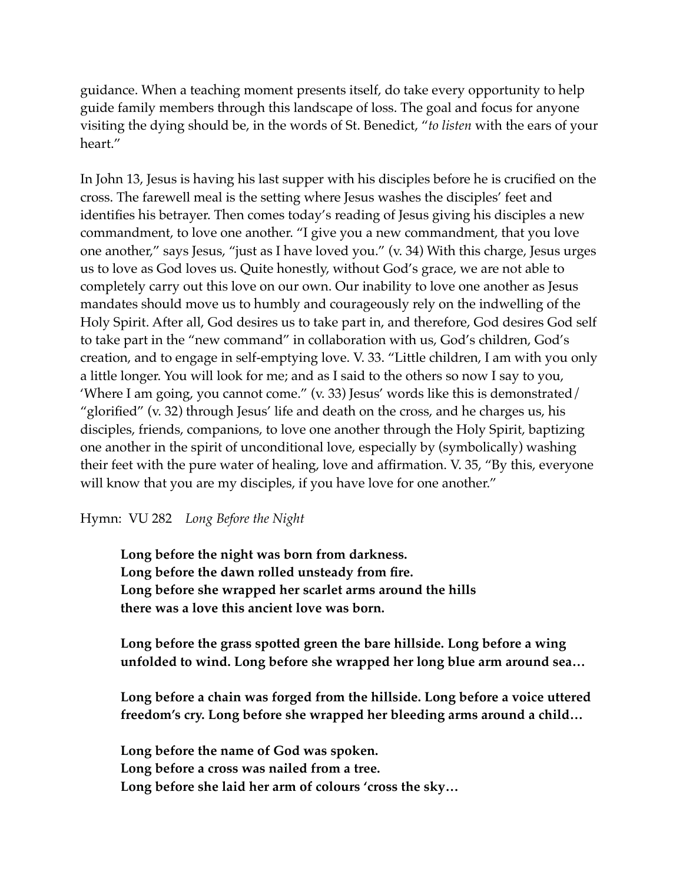guidance. When a teaching moment presents itself, do take every opportunity to help guide family members through this landscape of loss. The goal and focus for anyone visiting the dying should be, in the words of St. Benedict, "*to listen* with the ears of your heart."

In John 13, Jesus is having his last supper with his disciples before he is crucified on the cross. The farewell meal is the setting where Jesus washes the disciples' feet and identifies his betrayer. Then comes today's reading of Jesus giving his disciples a new commandment, to love one another. "I give you a new commandment, that you love one another," says Jesus, "just as I have loved you." (v. 34) With this charge, Jesus urges us to love as God loves us. Quite honestly, without God's grace, we are not able to completely carry out this love on our own. Our inability to love one another as Jesus mandates should move us to humbly and courageously rely on the indwelling of the Holy Spirit. After all, God desires us to take part in, and therefore, God desires God self to take part in the "new command" in collaboration with us, God's children, God's creation, and to engage in self-emptying love. V. 33. "Little children, I am with you only a little longer. You will look for me; and as I said to the others so now I say to you, 'Where I am going, you cannot come." (v. 33) Jesus' words like this is demonstrated/ "glorified" (v. 32) through Jesus' life and death on the cross, and he charges us, his disciples, friends, companions, to love one another through the Holy Spirit, baptizing one another in the spirit of unconditional love, especially by (symbolically) washing their feet with the pure water of healing, love and affirmation. V. 35, "By this, everyone will know that you are my disciples, if you have love for one another."

Hymn: VU 282 *Long Before the Night*

> **Long before the night was born from darkness.**
> **Long before the dawn rolled unsteady from fire.**
> **Long before she wrapped her scarlet arms around the hills**
> **there was a love this ancient love was born.**
>
> **Long before the grass spotted green the bare hillside. Long before a wing unfolded to wind. Long before she wrapped her long blue arm around sea…**
>
> **Long before a chain was forged from the hillside. Long before a voice uttered freedom's cry. Long before she wrapped her bleeding arms around a child…**
>
> **Long before the name of God was spoken.**
> **Long before a cross was nailed from a tree.**
> **Long before she laid her arm of colours 'cross the sky…**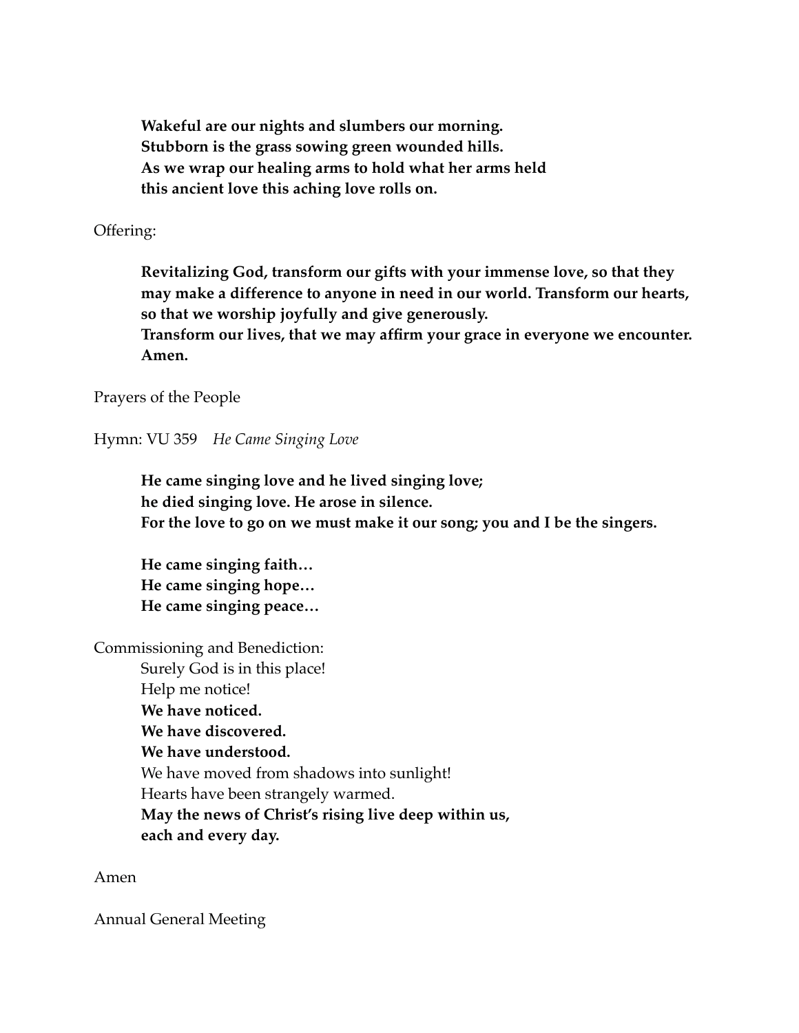**Wakeful are our nights and slumbers our morning.**
**Stubborn is the grass sowing green wounded hills.**
**As we wrap our healing arms to hold what her arms held**
**this ancient love this aching love rolls on.**

Offering:

**Revitalizing God, transform our gifts with your immense love, so that they may make a difference to anyone in need in our world. Transform our hearts, so that we worship joyfully and give generously.**
**Transform our lives, that we may affirm your grace in everyone we encounter. Amen.**

Prayers of the People

Hymn: VU 359 *He Came Singing Love*

**He came singing love and he lived singing love;**
**he died singing love. He arose in silence.**
**For the love to go on we must make it our song; you and I be the singers.**

**He came singing faith…**
**He came singing hope…**
**He came singing peace…**

Commissioning and Benediction:

Surely God is in this place!
Help me notice!
**We have noticed.**
**We have discovered.**
**We have understood.**
We have moved from shadows into sunlight!
Hearts have been strangely warmed.
**May the news of Christ's rising live deep within us,**
**each and every day.**

Amen

Annual General Meeting